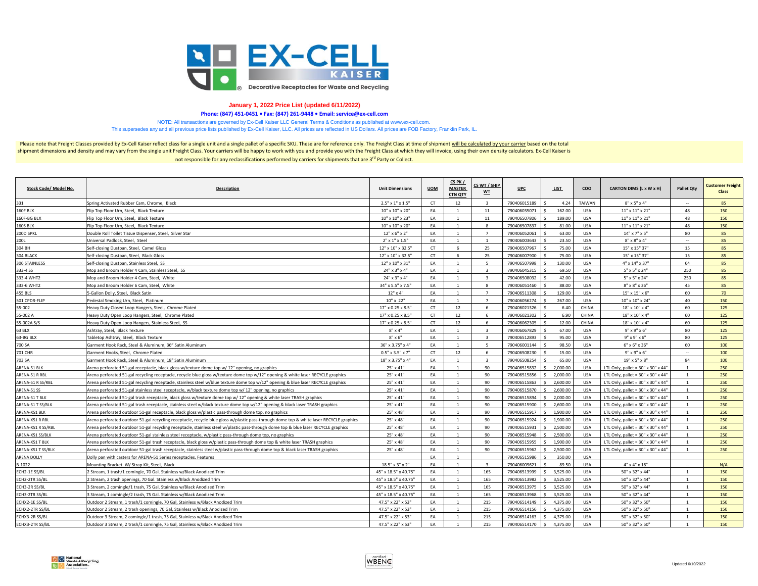# EX-CELL KAISER

Decorative Receptacles for Waste and Recycling

**January 1, 2022 Price List (updated 6/11/2022)**

**Phone: (847) 451-0451 • Fax: (847) 261-9448 • Email: service@ex-cell.com**

NOTE: All transactions are governed by Ex-Cell Kaiser LLC General Terms & Conditions as published at www.ex-cell.com.
This supersedes any and all previous price lists published by Ex-Cell Kaiser, LLC. All prices are reflected in US Dollars. All prices are FOB Factory, Franklin Park, IL.

Please note that Freight Classes provided by Ex-Cell Kaiser reflect class for a single unit and a single pallet of a specific SKU. These are for reference only. The Freight Class at time of shipment will be calculated by your carrier based on the total shipment dimensions and density and may vary from the single unit Freight Class. Your carriers will be happy to work with you and provide you with the Freight Class at which they will invoice, using their own density calculators. Ex-Cell Kaiser is not responsible for any reclassifications performed by carriers for shipments that are 3rd Party or Collect.

| Stock Code/ Model No. | Description | Unit Dimensions | UOM | CS PK / MASTER CTN QTY | CS WT / SHIP WT | UPC | LIST | COO | CARTON DIMS (L x W x H) | Pallet Qty | Customer Freight Class |
|---|---|---|---|---|---|---|---|---|---|---|---|
| 331 | Spring Activated Rubber Cam, Chrome, Black | 2.5" x 1" x 1.5" | CT | 12 | 3 | 790406015189 | $ 4.24 | TAIWAN | 8" x 5" x 4" | -- | 85 |
| 160F BLX | Flip Top Floor Urn, Steel, Black Texture | 10" x 10" x 20" | EA | 1 | 11 | 790406035071 | $ 162.00 | USA | 11" x 11" x 21" | 48 | 150 |
| 160F-BG BLX | Flip Top Floor Urn, Steel, Black Texture | 10" x 10" x 23" | EA | 1 | 11 | 790406507806 | $ 189.00 | USA | 11" x 11" x 21" | 48 | 150 |
| 160S BLX | Flip Top Floor Urn, Steel, Black Texture | 10" x 10" x 20" | EA | 1 | 8 | 790406507837 | $ 81.00 | USA | 11" x 11" x 21" | 48 | 150 |
| 200D SPKL | Double Roll Toilet Tissue Dispenser, Steel, Silver Star | 12" x 6" x 2" | EA | 1 | 7 | 790406052061 | $ 63.00 | USA | 14" x 7" x 5" | 80 | 85 |
| 200L | Universal Padlock, Steel, Steel | 2" x 1" x 1.5" | EA | 1 | 1 | 790406003643 | $ 23.50 | USA | 8" x 8" x 4" | -- | 85 |
| 304 BH | Self-closing Dustpan, Steel, Camel Gloss | 12" x 10" x 32.5" | CT | 6 | 25 | 790406507967 | $ 75.00 | USA | 15" x 15" 37" | 15 | 85 |
| 304 BLACK | Self-closing Dustpan, Steel, Black Gloss | 12" x 10" x 32.5" | CT | 6 | 25 | 790406007900 | $ 75.00 | USA | 15" x 15" 37" | 15 | 85 |
| 306 STAINLESS | Self-closing Dustpan, Stainless Steel, SS | 12" x 10" x 31" | EA | 1 | 5 | 790406507998 | $ 130.00 | USA | 4" x 14" x 37" | 64 | 85 |
| 333-4 SS | Mop and Broom Holder 4 Cam, Stainless Steel, SS | 24" x 3" x 4" | EA | 1 | 3 | 790406045315 | $ 69.50 | USA | 5" x 5" x 24" | 250 | 85 |
| 333-4 WHT2 | Mop and Broom Holder 4 Cam, Steel, White | 24" x 3" x 4" | EA | 1 | 3 | 790406508032 | $ 42.00 | USA | 5" x 5" x 24" | 250 | 85 |
| 333-6 WHT2 | Mop and Broom Holder 6 Cam, Steel, White | 34" x 5.5" x 7.5" | EA | 1 | 8 | 790406051460 | $ 88.00 | USA | 8" x 8" x 36" | 45 | 85 |
| 455 BLS | 5-Gallon Dolly, Steel, Black Satin | 12" x 4" | EA | 1 | 7 | 790406511308 | $ 129.00 | USA | 15" x 15" x 6" | 60 | 70 |
| 501 CPDR-FLIP | Pedestal Smoking Urn, Steel, Platinum | 10" x 22" | EA | 1 | 7 | 790406056274 | $ 267.00 | USA | 10" x 10" x 24" | 40 | 150 |
| 55-002 | Heavy Duty Closed Loop Hangers, Steel, Chrome Plated | 17" x 0.25 x 8.5" | CT | 12 | 6 | 790406021326 | $ 6.40 | CHINA | 18" x 10" x 4" | 60 | 125 |
| 55-002 A | Heavy Duty Open Loop Hangers, Steel, Chrome Plated | 17" x 0.25 x 8.5" | CT | 12 | 6 | 790406021302 | $ 6.90 | CHINA | 18" x 10" x 4" | 60 | 125 |
| 55-002A S/S | Heavy Duty Open Loop Hangers, Stainless Steel, SS | 17" x 0.25 x 8.5" | CT | 12 | 6 | 790406062305 | $ 12.00 | CHINA | 18" x 10" x 4" | 60 | 125 |
| 63 BLX | Ashtray, Steel, Black Texture | 8" x 4" | EA | 1 | 3 | 790406067829 | $ 67.00 | USA | 9" x 9" x 6" | 80 | 125 |
| 63-BG BLX | Tabletop Ashtray, Steel, Black Texture | 8" x 6" | EA | 1 | 3 | 790406512893 | $ 95.00 | USA | 9" x 9" x 6" | 80 | 125 |
| 700 SA | Garment Hook Rack, Steel & Aluminum, 36" Satin Aluminum | 36" x 3.75" x 4" | EA | 1 | 5 | 790406001144 | $ 98.50 | USA | 6" x 6" x 36" | 60 | 100 |
| 701 CHR | Garment Hooks, Steel, Chrome Plated | 0.5" x 3.5" x 7" | CT | 12 | 6 | 790406508230 | $ 15.00 | USA | 9" x 9" x 6" | -- | 100 |
| 703 SA | Garment Hook Rack, Steel & Aluminum, 18" Satin Aluminum | 18" x 3.75" x 4" | EA | 1 | 3 | 790406508254 | $ 65.00 | USA | 19" x 5" x 8" | 84 | 100 |
| ARENA-51 BLK | Arena perforated 51-gal receptacle, black gloss w/texture dome top w/ 12" opening, no graphics | 25" x 41" | EA | 1 | 90 | 790406515832 | $ 2,000.00 | USA | LTL Only, pallet = 30" x 30" x 44" | 1 | 250 |
| ARENA-51 R RBL | Arena perforated 51-gal recycling receptacle, recycle blue gloss w/texture dome top w/12" opening & white laser RECYCLE graphics | 25" x 41" | EA | 1 | 90 | 790406515856 | $ 2,000.00 | USA | LTL Only, pallet = 30" x 30" x 44" | 1 | 250 |
| ARENA-51 R SS/RBL | Arena perforated 51-gal recycling receptacle, stainless steel w/blue texture dome top w/12" opening & blue laser RECYCLE graphics | 25" x 41" | EA | 1 | 90 | 790406515863 | $ 2,600.00 | USA | LTL Only, pallet = 30" x 30" x 44" | 1 | 250 |
| ARENA-51 SS | Arena perforated 51-gal stainless steel receptacle, w/black texture dome top w/ 12" opening, no graphics | 25" x 41" | EA | 1 | 90 | 790406515870 | $ 2,600.00 | USA | LTL Only, pallet = 30" x 30" x 44" | 1 | 250 |
| ARENA-51 T BLK | Arena perforated 51-gal trash receptacle, black gloss w/texture dome top w/ 12" opening & white laser TRASH graphics | 25" x 41" | EA | 1 | 90 | 790406515894 | $ 2,000.00 | USA | LTL Only, pallet = 30" x 30" x 44" | 1 | 250 |
| ARENA-51 T SS/BLK | Arena perforated 51-gal trash receptacle, stainless steel w/black texture dome top w/12" opening & black laser TRASH graphics | 25" x 41" | EA | 1 | 90 | 790406515900 | $ 2,600.00 | USA | LTL Only, pallet = 30" x 30" x 44" | 1 | 250 |
| ARENA-X51 BLK | Arena perforated outdoor 51-gal receptacle, black gloss w/plastic pass-through dome top, no graphics | 25" x 48" | EA | 1 | 90 | 790406515917 | $ 1,900.00 | USA | LTL Only, pallet = 30" x 30" x 44" | 1 | 250 |
| ARENA-X51 R RBL | Arena perforated outdoor 51-gal recycling receptacle, recycle blue gloss w/plastic pass-through dome top & white laser RECYCLE graphics | 25" x 48" | EA | 1 | 90 | 790406515924 | $ 1,900.00 | USA | LTL Only, pallet = 30" x 30" x 44" | 1 | 250 |
| ARENA-X51 R SS/RBL | Arena perforated outdoor 51-gal recycling receptacle, stainless steel w/plastic pass-through dome top & blue laser RECYCLE graphics | 25" x 48" | EA | 1 | 90 | 790406515931 | $ 2,500.00 | USA | LTL Only, pallet = 30" x 30" x 44" | 1 | 250 |
| ARENA-X51 SS/BLK | Arena perforated outdoor 51-gal stainless steel receptacle, w/plastic pass-through dome top, no graphics | 25" x 48" | EA | 1 | 90 | 790406515948 | $ 2,500.00 | USA | LTL Only, pallet = 30" x 30" x 44" | 1 | 250 |
| ARENA-X51 T BLK | Arena perforated outdoor 51-gal trash receptacle, black gloss w/plastic pass-through dome top & white laser TRASH graphics | 25" x 48" | EA | 1 | 90 | 790406515955 | $ 1,900.00 | USA | LTL Only, pallet = 30" x 30" x 44" | 1 | 250 |
| ARENA-X51 T SS/BLK | Arena perforated outdoor 51-gal trash receptacle, stainless steel w/plastic pass-through dome top & black laser TRASH graphics | 25" x 48" | EA | 1 | 90 | 790406515962 | $ 2,500.00 | USA | LTL Only, pallet = 30" x 30" x 44" | 1 | 250 |
| ARENA DOLLY | Dolly pan with casters for ARENA-51 Series receptacles. Features | | EA | 1 | | 790406515986 | $ 350.00 | USA | | | |
| B-1022 | Mounting Bracket W/ Strap Kit, Steel, Black | 18.5" x 3" x 2" | EA | 1 | 3 | 790406009621 | $ 89.50 | USA | 4" x 4" x 18" | -- | N/A |
| ECH2-1E SS/BL | 2 Stream, 1 trash/1 comingle, 70 Gal. Stainless w/Black Anodized Trim | 45" x 18.5" x 40.75" | EA | 1 | 165 | 790406513999 | $ 3,525.00 | USA | 50" x 32" x 44" | 1 | 150 |
| ECH2-2TR SS/BL | 2 Stream, 2 trash openings, 70 Gal. Stainless w/Black Anodized Trim | 45" x 18.5" x 40.75" | EA | 1 | 165 | 790406513982 | $ 3,525.00 | USA | 50" x 32" x 44" | 1 | 150 |
| ECH3-2R SS/BL | 3 Stream, 2 comingle/1 trash, 75 Gal. Stainless w/Black Anodized Trim | 45" x 18.5" x 40.75" | EA | 1 | 165 | 790406513975 | $ 3,525.00 | USA | 50" x 32" x 44" | 1 | 150 |
| ECH3-2TR SS/BL | 3 Stream, 1 comingle/2 trash, 75 Gal. Stainless w/Black Anodized Trim | 45" x 18.5" x 40.75" | EA | 1 | 165 | 790406513968 | $ 3,525.00 | USA | 50" x 32" x 44" | 1 | 150 |
| ECHX2-1E SS/BL | Outdoor 2 Stream, 1 trash/1 comingle, 70 Gal, Stainless w/Black Anodized Trim | 47.5" x 22" x 53" | EA | 1 | 215 | 790406514149 | $ 4,375.00 | USA | 50" x 32" x 50" | 1 | 150 |
| ECHX2-2TR SS/BL | Outdoor 2 Stream, 2 trash openings, 70 Gal, Stainless w/Black Anodized Trim | 47.5" x 22" x 53" | EA | 1 | 215 | 790406514156 | $ 4,375.00 | USA | 50" x 32" x 50" | 1 | 150 |
| ECHX3-2R SS/BL | Outdoor 3 Stream, 2 comingle/1 trash, 75 Gal, Stainless w/Black Anodized Trim | 47.5" x 22" x 53" | EA | 1 | 215 | 790406514163 | $ 4,375.00 | USA | 50" x 32" x 50" | 1 | 150 |
| ECHX3-2TR SS/BL | Outdoor 3 Stream, 2 trash/1 comingle, 75 Gal, Stainless w/Black Anodized Trim | 47.5" x 22" x 53" | EA | 1 | 215 | 790406514170 | $ 4,375.00 | USA | 50" x 32" x 50" | 1 | 150 |

Updated 6/10/2022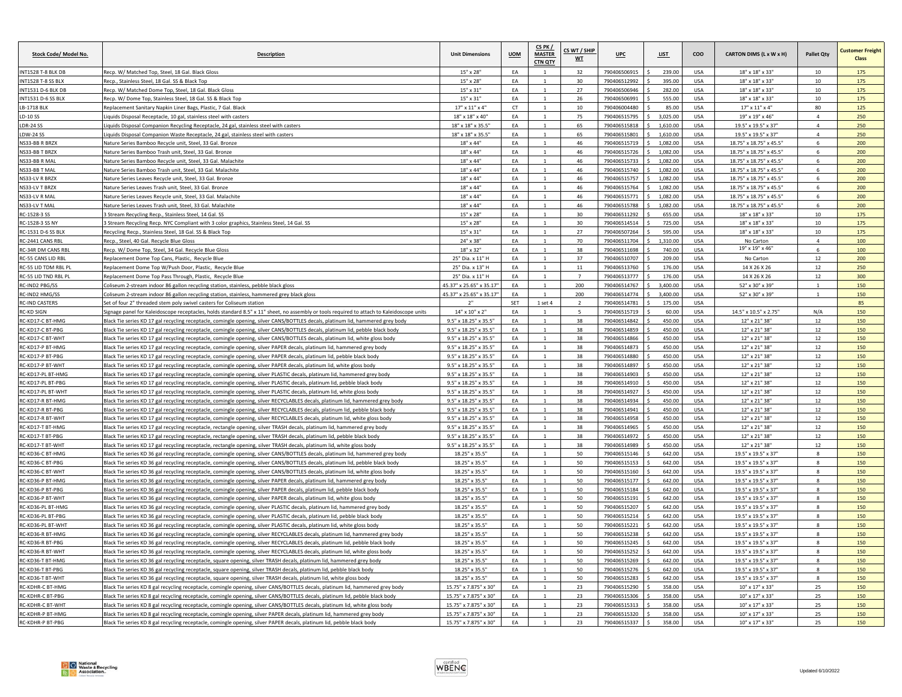| Stock Code/ Model No. | Description | Unit Dimensions | UOM | CS PK / MASTER CTN QTY | CS WT / SHIP WT | UPC | LIST | COO | CARTON DIMS (L x W x H) | Pallet Qty | Customer Freight Class |
|---|---|---|---|---|---|---|---|---|---|---|---|
| INT1528 T-8 BLK DB | Recp. W/ Matched Top, Steel, 18 Gal. Black Gloss | 15" x 28" | EA | 1 | 32 | 790406506915 | $ 239.00 | USA | 18" x 18" x 33" | 10 | 175 |
| INT1528 T-8 SS BLX | Recp., Stainless Steel, 18 Gal. SS & Black Top | 15" x 28" | EA | 1 | 30 | 790406512992 | $ 395.00 | USA | 18" x 18" x 33" | 10 | 175 |
| INT1531 D-6 BLK DB | Recp. W/ Matched Dome Top, Steel, 18 Gal. Black Gloss | 15" x 31" | EA | 1 | 27 | 790406506946 | $ 282.00 | USA | 18" x 18" x 33" | 10 | 175 |
| INT1531 D-6 SS BLX | Recp. W/ Dome Top, Stainless Steel, 18 Gal. SS & Black Top | 15" x 31" | EA | 1 | 26 | 790406506991 | $ 555.00 | USA | 18" x 18" x 33" | 10 | 175 |
| LB-1718 BLK | Replacement Sanitary Napkin Liner Bags, Plastic, 7 Gal. Black | 17" x 11" x 4" | CT | 1 | 10 | 790406004480 | $ 85.00 | USA | 17" x 11" x 4" | 80 | 125 |
| LD-10 SS | Liquids Disposal Receptacle, 10 gal, stainless steel with casters | 18" x 18" x 40" | EA | 1 | 75 | 790406515795 | $ 3,025.00 | USA | 19" x 19" x 46" | 4 | 250 |
| LDR-24 SS | Liquids Disposal Companion Recycling Receptacle, 24 gal, stainless steel with casters | 18" x 18" x 35.5" | EA | 1 | 65 | 790406515818 | $ 1,610.00 | USA | 19.5" x 19.5" x 37" | 4 | 250 |
| LDW-24 SS | Liquids Disposal Companion Waste Receptacle, 24 gal, stainless steel with casters | 18" x 18" x 35.5" | EA | 1 | 65 | 790406515801 | $ 1,610.00 | USA | 19.5" x 19.5" x 37" | 4 | 250 |
| NS33-BB R BRZX | Nature Series Bamboo Recycle unit, Steel, 33 Gal. Bronze | 18" x 44" | EA | 1 | 46 | 790406515719 | $ 1,082.00 | USA | 18.75" x 18.75" x 45.5" | 6 | 200 |
| NS33-BB T BRZX | Nature Series Bamboo Trash unit, Steel, 33 Gal. Bronze | 18" x 44" | EA | 1 | 46 | 790406515726 | $ 1,082.00 | USA | 18.75" x 18.75" x 45.5" | 6 | 200 |
| NS33-BB R MAL | Nature Series Bamboo Recycle unit, Steel, 33 Gal. Malachite | 18" x 44" | EA | 1 | 46 | 790406515733 | $ 1,082.00 | USA | 18.75" x 18.75" x 45.5" | 6 | 200 |
| NS33-BB T MAL | Nature Series Bamboo Trash unit, Steel, 33 Gal. Malachite | 18" x 44" | EA | 1 | 46 | 790406515740 | $ 1,082.00 | USA | 18.75" x 18.75" x 45.5" | 6 | 200 |
| NS33-LV R BRZX | Nature Series Leaves Recycle unit, Steel, 33 Gal. Bronze | 18" x 44" | EA | 1 | 46 | 790406515757 | $ 1,082.00 | USA | 18.75" x 18.75" x 45.5" | 6 | 200 |
| NS33-LV T BRZX | Nature Series Leaves Trash unit, Steel, 33 Gal. Bronze | 18" x 44" | EA | 1 | 46 | 790406515764 | $ 1,082.00 | USA | 18.75" x 18.75" x 45.5" | 6 | 200 |
| NS33-LV R MAL | Nature Series Leaves Recycle unit, Steel, 33 Gal. Malachite | 18" x 44" | EA | 1 | 46 | 790406515771 | $ 1,082.00 | USA | 18.75" x 18.75" x 45.5" | 6 | 200 |
| NS33-LV T MAL | Nature Series Leaves Trash unit, Steel, 33 Gal. Malachite | 18" x 44" | EA | 1 | 46 | 790406515788 | $ 1,082.00 | USA | 18.75" x 18.75" x 45.5" | 6 | 200 |
| RC-1528-3 SS | 3 Stream Recycling Recp., Stainless Steel, 14 Gal. SS | 15" x 28" | EA | 1 | 30 | 790406511292 | $ 655.00 | USA | 18" x 18" x 33" | 10 | 175 |
| RC-1528-3 SS NY | 3 Stream Recycling Recp. NYC Compliant with 3 color graphics, Stainless Steel, 14 Gal. SS | 15" x 28" | EA | 1 | 30 | 790406514514 | $ 725.00 | USA | 18" x 18" x 33" | 10 | 175 |
| RC-1531 D-6 SS BLX | Recycling Recp., Stainless Steel, 18 Gal. SS & Black Top | 15" x 31" | EA | 1 | 27 | 790406507264 | $ 595.00 | USA | 18" x 18" x 33" | 10 | 175 |
| RC-2441 CANS RBL | Recp., Steel, 40 Gal. Recycle Blue Gloss | 24" x 38" | EA | 1 | 70 | 790406511704 | $ 1,310.00 | USA | No Carton | 4 | 100 |
| RC-34R DM CANS RBL | Recp. W/ Dome Top, Steel, 34 Gal. Recycle Blue Gloss | 18" x 32" | EA | 1 | 38 | 790406511698 | $ 740.00 | USA | 19" x 19" x 46" | 6 | 100 |
| RC-55 CANS LID RBL | Replacement Dome Top Cans, Plastic, Recycle Blue | 25" Dia. x 11" H | EA | 1 | 37 | 790406510707 | $ 209.00 | USA | No Carton | 12 | 200 |
| RC-55 LID TDM RBL PL | Replacement Dome Top W/Push Door, Plastic, Recycle Blue | 25" Dia. x 13" H | EA | 1 | 11 | 790406513760 | $ 176.00 | USA | 14 X 26 X 26 | 12 | 250 |
| RC-55 LID TND RBL PL | Replacement Dome Top Pass Through, Plastic, Recycle Blue | 25" Dia. x 11" H | EA | 1 | 7 | 790406513777 | $ 176.00 | USA | 14 X 26 X 26 | 12 | 300 |
| RC-IND2 PBG/SS | Coliseum 2-stream indoor 86 gallon recycling station, stainless, pebble black gloss | 45.37" x 25.65" x 35.17" | EA | 1 | 200 | 790406514767 | $ 3,400.00 | USA | 52" x 30" x 39" | 1 | 150 |
| RC-IND2 HMG/SS | Coliseum 2-stream indoor 86 gallon recycling station, stainless, hammered grey black gloss | 45.37" x 25.65" x 35.17" | EA | 1 | 200 | 790406514774 | $ 3,400.00 | USA | 52" x 30" x 39" | 1 | 150 |
| RC-IND CASTERS | Set of four 2" threaded stem poly swivel casters for Coliseum station | 2" | SET | 1 set 4 | 2 | 790406514781 | $ 175.00 | USA | | | 85 |
| RC-KD SIGN | Signage panel for Kaleidoscope receptacles, holds standard 8.5" x 11" sheet, no assembly or tools required to attach to Kaleidoscope units | 14" x 10" x 2" | EA | 1 | 5 | 790406515719 | $ 60.00 | USA | 14.5" x 10.5" x 2.75" | N/A | 150 |
| RC-KD17-C BT-HMG | Black Tie series KD 17 gal recycling receptacle, comingle opening, silver CANS/BOTTLES decals, platinum lid, hammered grey body | 9.5" x 18.25" x 35.5" | EA | 1 | 38 | 790406514842 | $ 450.00 | USA | 12" x 21" 38" | 12 | 150 |
| RC-KD17-C BT-PBG | Black Tie series KD 17 gal recycling receptacle, comingle opening, silver CANS/BOTTLES decals, platinum lid, pebble black body | 9.5" x 18.25" x 35.5" | EA | 1 | 38 | 790406514859 | $ 450.00 | USA | 12" x 21" 38" | 12 | 150 |
| RC-KD17-C BT-WHT | Black Tie series KD 17 gal recycling receptacle, comingle opening, silver CANS/BOTTLES decals, platinum lid, white gloss body | 9.5" x 18.25" x 35.5" | EA | 1 | 38 | 790406514866 | $ 450.00 | USA | 12" x 21" 38" | 12 | 150 |
| RC-KD17-P BT-HMG | Black Tie series KD 17 gal recycling receptacle, comingle opening, silver PAPER decals, platinum lid, hammered grey body | 9.5" x 18.25" x 35.5" | EA | 1 | 38 | 790406514873 | $ 450.00 | USA | 12" x 21" 38" | 12 | 150 |
| RC-KD17-P BT-PBG | Black Tie series KD 17 gal recycling receptacle, comingle opening, silver PAPER decals, platinum lid, pebble black body | 9.5" x 18.25" x 35.5" | EA | 1 | 38 | 790406514880 | $ 450.00 | USA | 12" x 21" 38" | 12 | 150 |
| RC-KD17-P BT-WHT | Black Tie series KD 17 gal recycling receptacle, comingle opening, silver PAPER decals, platinum lid, white gloss body | 9.5" x 18.25" x 35.5" | EA | 1 | 38 | 790406514897 | $ 450.00 | USA | 12" x 21" 38" | 12 | 150 |
| RC-KD17-PL BT-HMG | Black Tie series KD 17 gal recycling receptacle, comingle opening, silver PLASTIC decals, platinum lid, hammered grey body | 9.5" x 18.25" x 35.5" | EA | 1 | 38 | 790406514903 | $ 450.00 | USA | 12" x 21" 38" | 12 | 150 |
| RC-KD17-PL BT-PBG | Black Tie series KD 17 gal recycling receptacle, comingle opening, silver PLASTIC decals, platinum lid, pebble black body | 9.5" x 18.25" x 35.5" | EA | 1 | 38 | 790406514910 | $ 450.00 | USA | 12" x 21" 38" | 12 | 150 |
| RC-KD17-PL BT-WHT | Black Tie series KD 17 gal recycling receptacle, comingle opening, silver PLASTIC decals, platinum lid, white gloss body | 9.5" x 18.25" x 35.5" | EA | 1 | 38 | 790406514927 | $ 450.00 | USA | 12" x 21" 38" | 12 | 150 |
| RC-KD17-R BT-HMG | Black Tie series KD 17 gal recycling receptacle, comingle opening, silver RECYCLABLES decals, platinum lid, hammered grey body | 9.5" x 18.25" x 35.5" | EA | 1 | 38 | 790406514934 | $ 450.00 | USA | 12" x 21" 38" | 12 | 150 |
| RC-KD17-R BT-PBG | Black Tie series KD 17 gal recycling receptacle, comingle opening, silver RECYCLABLES decals, platinum lid, pebble black body | 9.5" x 18.25" x 35.5" | EA | 1 | 38 | 790406514941 | $ 450.00 | USA | 12" x 21" 38" | 12 | 150 |
| RC-KD17-R BT-WHT | Black Tie series KD 17 gal recycling receptacle, comingle opening, silver RECYCLABLES decals, platinum lid, white gloss body | 9.5" x 18.25" x 35.5" | EA | 1 | 38 | 790406514958 | $ 450.00 | USA | 12" x 21" 38" | 12 | 150 |
| RC-KD17-T BT-HMG | Black Tie series KD 17 gal recycling receptacle, rectangle opening, silver TRASH decals, platinum lid, hammered grey body | 9.5" x 18.25" x 35.5" | EA | 1 | 38 | 790406514965 | $ 450.00 | USA | 12" x 21" 38" | 12 | 150 |
| RC-KD17-T BT-PBG | Black Tie series KD 17 gal recycling receptacle, rectangle opening, silver TRASH decals, platinum lid, pebble black body | 9.5" x 18.25" x 35.5" | EA | 1 | 38 | 790406514972 | $ 450.00 | USA | 12" x 21" 38" | 12 | 150 |
| RC-KD17-T BT-WHT | Black Tie series KD 17 gal recycling receptacle, rectangle opening, silver TRASH decals, platinum lid, white gloss body | 9.5" x 18.25" x 35.5" | EA | 1 | 38 | 790406514989 | $ 450.00 | USA | 12" x 21" 38" | 12 | 150 |
| RC-KD36-C BT-HMG | Black Tie series KD 36 gal recycling receptacle, comingle opening, silver CANS/BOTTLES decals, platinum lid, hammered grey body | 18.25" x 35.5" | EA | 1 | 50 | 790406515146 | $ 642.00 | USA | 19.5" x 19.5" x 37" | 8 | 150 |
| RC-KD36-C BT-PBG | Black Tie series KD 36 gal recycling receptacle, comingle opening, silver CANS/BOTTLES decals, platinum lid, pebble black body | 18.25" x 35.5" | EA | 1 | 50 | 790406515153 | $ 642.00 | USA | 19.5" x 19.5" x 37" | 8 | 150 |
| RC-KD36-C BT-WHT | Black Tie series KD 36 gal recycling receptacle, comingle opening, silver CANS/BOTTLES decals, platinum lid, white gloss body | 18.25" x 35.5" | EA | 1 | 50 | 790406515160 | $ 642.00 | USA | 19.5" x 19.5" x 37" | 8 | 150 |
| RC-KD36-P BT-HMG | Black Tie series KD 36 gal recycling receptacle, comingle opening, silver PAPER decals, platinum lid, hammered grey body | 18.25" x 35.5" | EA | 1 | 50 | 790406515177 | $ 642.00 | USA | 19.5" x 19.5" x 37" | 8 | 150 |
| RC-KD36-P BT-PBG | Black Tie series KD 36 gal recycling receptacle, comingle opening, silver PAPER decals, platinum lid, pebble black body | 18.25" x 35.5" | EA | 1 | 50 | 790406515184 | $ 642.00 | USA | 19.5" x 19.5" x 37" | 8 | 150 |
| RC-KD36-P BT-WHT | Black Tie series KD 36 gal recycling receptacle, comingle opening, silver PAPER decals, platinum lid, white gloss body | 18.25" x 35.5" | EA | 1 | 50 | 790406515191 | $ 642.00 | USA | 19.5" x 19.5" x 37" | 8 | 150 |
| RC-KD36-PL BT-HMG | Black Tie series KD 36 gal recycling receptacle, comingle opening, silver PLASTIC decals, platinum lid, hammered grey body | 18.25" x 35.5" | EA | 1 | 50 | 790406515207 | $ 642.00 | USA | 19.5" x 19.5" x 37" | 8 | 150 |
| RC-KD36-PL BT-PBG | Black Tie series KD 36 gal recycling receptacle, comingle opening, silver PLASTIC decals, platinum lid, pebble black body | 18.25" x 35.5" | EA | 1 | 50 | 790406515214 | $ 642.00 | USA | 19.5" x 19.5" x 37" | 8 | 150 |
| RC-KD36-PL BT-WHT | Black Tie series KD 36 gal recycling receptacle, comingle opening, silver PLASTIC decals, platinum lid, white gloss body | 18.25" x 35.5" | EA | 1 | 50 | 790406515221 | $ 642.00 | USA | 19.5" x 19.5" x 37" | 8 | 150 |
| RC-KD36-R BT-HMG | Black Tie series KD 36 gal recycling receptacle, comingle opening, silver RECYCLABLES decals, platinum lid, hammered grey body | 18.25" x 35.5" | EA | 1 | 50 | 790406515238 | $ 642.00 | USA | 19.5" x 19.5" x 37" | 8 | 150 |
| RC-KD36-R BT-PBG | Black Tie series KD 36 gal recycling receptacle, comingle opening, silver RECYCLABLES decals, platinum lid, pebble black body | 18.25" x 35.5" | EA | 1 | 50 | 790406515245 | $ 642.00 | USA | 19.5" x 19.5" x 37" | 8 | 150 |
| RC-KD36-R BT-WHT | Black Tie series KD 36 gal recycling receptacle, comingle opening, silver RECYCLABLES decals, platinum lid, white gloss body | 18.25" x 35.5" | EA | 1 | 50 | 790406515252 | $ 642.00 | USA | 19.5" x 19.5" x 37" | 8 | 150 |
| RC-KD36-T BT-HMG | Black Tie series KD 36 gal recycling receptacle, square opening, silver TRASH decals, platinum lid, hammered grey body | 18.25" x 35.5" | EA | 1 | 50 | 790406515269 | $ 642.00 | USA | 19.5" x 19.5" x 37" | 8 | 150 |
| RC-KD36-T BT-PBG | Black Tie series KD 36 gal recycling receptacle, square opening, silver TRASH decals, platinum lid, pebble black body | 18.25" x 35.5" | EA | 1 | 50 | 790406515276 | $ 642.00 | USA | 19.5" x 19.5" x 37" | 8 | 150 |
| RC-KD36-T BT-WHT | Black Tie series KD 36 gal recycling receptacle, square opening, silver TRASH decals, platinum lid, white gloss body | 18.25" x 35.5" | EA | 1 | 50 | 790406515283 | $ 642.00 | USA | 19.5" x 19.5" x 37" | 8 | 150 |
| RC-KDHR-C BT-HMG | Black Tie series KD 8 gal recycling receptacle, comingle opening, silver CANS/BOTTLES decals, platinum lid, hammered grey body | 15.75" x 7.875" x 30" | EA | 1 | 23 | 790406515290 | $ 358.00 | USA | 10" x 17" x 33" | 25 | 150 |
| RC-KDHR-C BT-PBG | Black Tie series KD 8 gal recycling receptacle, comingle opening, silver CANS/BOTTLES decals, platinum lid, pebble black body | 15.75" x 7.875" x 30" | EA | 1 | 23 | 790406515306 | $ 358.00 | USA | 10" x 17" x 33" | 25 | 150 |
| RC-KDHR-C BT-WHT | Black Tie series KD 8 gal recycling receptacle, comingle opening, silver CANS/BOTTLES decals, platinum lid, white gloss body | 15.75" x 7.875" x 30" | EA | 1 | 23 | 790406515313 | $ 358.00 | USA | 10" x 17" x 33" | 25 | 150 |
| RC-KDHR-P BT-HMG | Black Tie series KD 8 gal recycling receptacle, comingle opening, silver PAPER decals, platinum lid, hammered grey body | 15.75" x 7.875" x 30" | EA | 1 | 23 | 790406515320 | $ 358.00 | USA | 10" x 17" x 33" | 25 | 150 |
| RC-KDHR-P BT-PBG | Black Tie series KD 8 gal recycling receptacle, comingle opening, silver PAPER decals, platinum lid, pebble black body | 15.75" x 7.875" x 30" | EA | 1 | 23 | 790406515337 | $ 358.00 | USA | 10" x 17" x 33" | 25 | 150 |

Updated 6/10/2022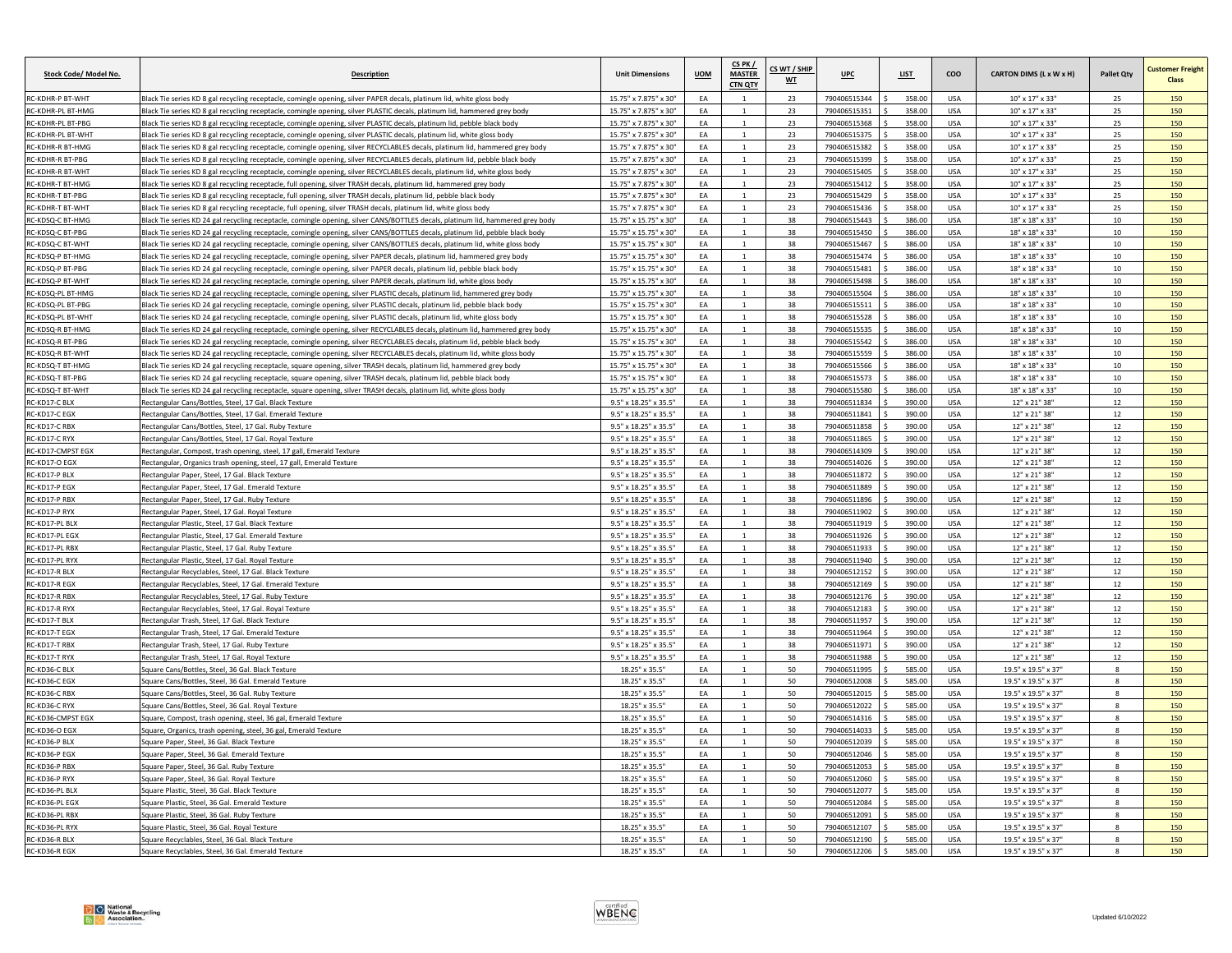| Stock Code/ Model No. | Description | Unit Dimensions | UOM | CS PK / MASTER CTN QTY | CS WT / SHIP WT | UPC | LIST | COO | CARTON DIMS (L x W x H) | Pallet Qty | Customer Freight Class |
|---|---|---|---|---|---|---|---|---|---|---|---|
| RC-KDHR-P BT-WHT | Black Tie series KD 8 gal recycling receptacle, comingle opening, silver PAPER decals, platinum lid, white gloss body | 15.75" x 7.875" x 30" | EA | 1 | 23 | 790406515344 | $ 358.00 | USA | 10" x 17" x 33" | 25 | 150 |
| RC-KDHR-PL BT-HMG | Black Tie series KD 8 gal recycling receptacle, comingle opening, silver PLASTIC decals, platinum lid, hammered grey body | 15.75" x 7.875" x 30" | EA | 1 | 23 | 790406515351 | $ 358.00 | USA | 10" x 17" x 33" | 25 | 150 |
| RC-KDHR-PL BT-PBG | Black Tie series KD 8 gal recycling receptacle, comingle opening, silver PLASTIC decals, platinum lid, pebble black body | 15.75" x 7.875" x 30" | EA | 1 | 23 | 790406515368 | $ 358.00 | USA | 10" x 17" x 33" | 25 | 150 |
| RC-KDHR-PL BT-WHT | Black Tie series KD 8 gal recycling receptacle, comingle opening, silver PLASTIC decals, platinum lid, white gloss body | 15.75" x 7.875" x 30" | EA | 1 | 23 | 790406515375 | $ 358.00 | USA | 10" x 17" x 33" | 25 | 150 |
| RC-KDHR-R BT-HMG | Black Tie series KD 8 gal recycling receptacle, comingle opening, silver RECYCLABLES decals, platinum lid, hammered grey body | 15.75" x 7.875" x 30" | EA | 1 | 23 | 790406515382 | $ 358.00 | USA | 10" x 17" x 33" | 25 | 150 |
| RC-KDHR-R BT-PBG | Black Tie series KD 8 gal recycling receptacle, comingle opening, silver RECYCLABLES decals, platinum lid, pebble black body | 15.75" x 7.875" x 30" | EA | 1 | 23 | 790406515399 | $ 358.00 | USA | 10" x 17" x 33" | 25 | 150 |
| RC-KDHR-R BT-WHT | Black Tie series KD 8 gal recycling receptacle, comingle opening, silver RECYCLABLES decals, platinum lid, white gloss body | 15.75" x 7.875" x 30" | EA | 1 | 23 | 790406515405 | $ 358.00 | USA | 10" x 17" x 33" | 25 | 150 |
| RC-KDHR-T BT-HMG | Black Tie series KD 8 gal recycling receptacle, full opening, silver TRASH decals, platinum lid, hammered grey body | 15.75" x 7.875" x 30" | EA | 1 | 23 | 790406515412 | $ 358.00 | USA | 10" x 17" x 33" | 25 | 150 |
| RC-KDHR-T BT-PBG | Black Tie series KD 8 gal recycling receptacle, full opening, silver TRASH decals, platinum lid, pebble black body | 15.75" x 7.875" x 30" | EA | 1 | 23 | 790406515429 | $ 358.00 | USA | 10" x 17" x 33" | 25 | 150 |
| RC-KDHR-T BT-WHT | Black Tie series KD 8 gal recycling receptacle, full opening, silver TRASH decals, platinum lid, white gloss body | 15.75" x 7.875" x 30" | EA | 1 | 23 | 790406515436 | $ 358.00 | USA | 10" x 17" x 33" | 25 | 150 |
| RC-KDSQ-C BT-HMG | Black Tie series KD 24 gal recycling receptacle, comingle opening, silver CANS/BOTTLES decals, platinum lid, hammered grey body | 15.75" x 15.75" x 30" | EA | 1 | 38 | 790406515443 | $ 386.00 | USA | 18" x 18" x 33" | 10 | 150 |
| RC-KDSQ-C BT-PBG | Black Tie series KD 24 gal recycling receptacle, comingle opening, silver CANS/BOTTLES decals, platinum lid, pebble black body | 15.75" x 15.75" x 30" | EA | 1 | 38 | 790406515450 | $ 386.00 | USA | 18" x 18" x 33" | 10 | 150 |
| RC-KDSQ-C BT-WHT | Black Tie series KD 24 gal recycling receptacle, comingle opening, silver CANS/BOTTLES decals, platinum lid, white gloss body | 15.75" x 15.75" x 30" | EA | 1 | 38 | 790406515467 | $ 386.00 | USA | 18" x 18" x 33" | 10 | 150 |
| RC-KDSQ-P BT-HMG | Black Tie series KD 24 gal recycling receptacle, comingle opening, silver PAPER decals, platinum lid, hammered grey body | 15.75" x 15.75" x 30" | EA | 1 | 38 | 790406515474 | $ 386.00 | USA | 18" x 18" x 33" | 10 | 150 |
| RC-KDSQ-P BT-PBG | Black Tie series KD 24 gal recycling receptacle, comingle opening, silver PAPER decals, platinum lid, pebble black body | 15.75" x 15.75" x 30" | EA | 1 | 38 | 790406515481 | $ 386.00 | USA | 18" x 18" x 33" | 10 | 150 |
| RC-KDSQ-P BT-WHT | Black Tie series KD 24 gal recycling receptacle, comingle opening, silver PAPER decals, platinum lid, white gloss body | 15.75" x 15.75" x 30" | EA | 1 | 38 | 790406515498 | $ 386.00 | USA | 18" x 18" x 33" | 10 | 150 |
| RC-KDSQ-PL BT-HMG | Black Tie series KD 24 gal recycling receptacle, comingle opening, silver PLASTIC decals, platinum lid, hammered grey body | 15.75" x 15.75" x 30" | EA | 1 | 38 | 790406515504 | $ 386.00 | USA | 18" x 18" x 33" | 10 | 150 |
| RC-KDSQ-PL BT-PBG | Black Tie series KD 24 gal recycling receptacle, comingle opening, silver PLASTIC decals, platinum lid, pebble black body | 15.75" x 15.75" x 30" | EA | 1 | 38 | 790406515511 | $ 386.00 | USA | 18" x 18" x 33" | 10 | 150 |
| RC-KDSQ-PL BT-WHT | Black Tie series KD 24 gal recycling receptacle, comingle opening, silver PLASTIC decals, platinum lid, white gloss body | 15.75" x 15.75" x 30" | EA | 1 | 38 | 790406515528 | $ 386.00 | USA | 18" x 18" x 33" | 10 | 150 |
| RC-KDSQ-R BT-HMG | Black Tie series KD 24 gal recycling receptacle, comingle opening, silver RECYCLABLES decals, platinum lid, hammered grey body | 15.75" x 15.75" x 30" | EA | 1 | 38 | 790406515535 | $ 386.00 | USA | 18" x 18" x 33" | 10 | 150 |
| RC-KDSQ-R BT-PBG | Black Tie series KD 24 gal recycling receptacle, comingle opening, silver RECYCLABLES decals, platinum lid, pebble black body | 15.75" x 15.75" x 30" | EA | 1 | 38 | 790406515542 | $ 386.00 | USA | 18" x 18" x 33" | 10 | 150 |
| RC-KDSQ-R BT-WHT | Black Tie series KD 24 gal recycling receptacle, comingle opening, silver RECYCLABLES decals, platinum lid, white gloss body | 15.75" x 15.75" x 30" | EA | 1 | 38 | 790406515559 | $ 386.00 | USA | 18" x 18" x 33" | 10 | 150 |
| RC-KDSQ-T BT-HMG | Black Tie series KD 24 gal recycling receptacle, square opening, silver TRASH decals, platinum lid, hammered grey body | 15.75" x 15.75" x 30" | EA | 1 | 38 | 790406515566 | $ 386.00 | USA | 18" x 18" x 33" | 10 | 150 |
| RC-KDSQ-T BT-PBG | Black Tie series KD 24 gal recycling receptacle, square opening, silver TRASH decals, platinum lid, pebble black body | 15.75" x 15.75" x 30" | EA | 1 | 38 | 790406515573 | $ 386.00 | USA | 18" x 18" x 33" | 10 | 150 |
| RC-KDSQ-T BT-WHT | Black Tie series KD 24 gal recycling receptacle, square opening, silver TRASH decals, platinum lid, white gloss body | 15.75" x 15.75" x 30" | EA | 1 | 38 | 790406515580 | $ 386.00 | USA | 18" x 18" x 33" | 10 | 150 |
| RC-KD17-C BLX | Rectangular Cans/Bottles, Steel, 17 Gal. Black Texture | 9.5" x 18.25" x 35.5" | EA | 1 | 38 | 790406511834 | $ 390.00 | USA | 12" x 21" 38" | 12 | 150 |
| RC-KD17-C EGX | Rectangular Cans/Bottles, Steel, 17 Gal. Emerald Texture | 9.5" x 18.25" x 35.5" | EA | 1 | 38 | 790406511841 | $ 390.00 | USA | 12" x 21" 38" | 12 | 150 |
| RC-KD17-C RBX | Rectangular Cans/Bottles, Steel, 17 Gal. Ruby Texture | 9.5" x 18.25" x 35.5" | EA | 1 | 38 | 790406511858 | $ 390.00 | USA | 12" x 21" 38" | 12 | 150 |
| RC-KD17-C RYX | Rectangular Cans/Bottles, Steel, 17 Gal. Royal Texture | 9.5" x 18.25" x 35.5" | EA | 1 | 38 | 790406511865 | $ 390.00 | USA | 12" x 21" 38" | 12 | 150 |
| RC-KD17-CMPST EGX | Rectangular, Compost, trash opening, steel, 17 gall, Emerald Texture | 9.5" x 18.25" x 35.5" | EA | 1 | 38 | 790406514309 | $ 390.00 | USA | 12" x 21" 38" | 12 | 150 |
| RC-KD17-O EGX | Rectangular, Organics trash opening, steel, 17 gall, Emerald Texture | 9.5" x 18.25" x 35.5" | EA | 1 | 38 | 790406514026 | $ 390.00 | USA | 12" x 21" 38" | 12 | 150 |
| RC-KD17-P BLX | Rectangular Paper, Steel, 17 Gal. Black Texture | 9.5" x 18.25" x 35.5" | EA | 1 | 38 | 790406511872 | $ 390.00 | USA | 12" x 21" 38" | 12 | 150 |
| RC-KD17-P EGX | Rectangular Paper, Steel, 17 Gal. Emerald Texture | 9.5" x 18.25" x 35.5" | EA | 1 | 38 | 790406511889 | $ 390.00 | USA | 12" x 21" 38" | 12 | 150 |
| RC-KD17-P RBX | Rectangular Paper, Steel, 17 Gal. Ruby Texture | 9.5" x 18.25" x 35.5" | EA | 1 | 38 | 790406511896 | $ 390.00 | USA | 12" x 21" 38" | 12 | 150 |
| RC-KD17-P RYX | Rectangular Paper, Steel, 17 Gal. Royal Texture | 9.5" x 18.25" x 35.5" | EA | 1 | 38 | 790406511902 | $ 390.00 | USA | 12" x 21" 38" | 12 | 150 |
| RC-KD17-PL BLX | Rectangular Plastic, Steel, 17 Gal. Black Texture | 9.5" x 18.25" x 35.5" | EA | 1 | 38 | 790406511919 | $ 390.00 | USA | 12" x 21" 38" | 12 | 150 |
| RC-KD17-PL EGX | Rectangular Plastic, Steel, 17 Gal. Emerald Texture | 9.5" x 18.25" x 35.5" | EA | 1 | 38 | 790406511926 | $ 390.00 | USA | 12" x 21" 38" | 12 | 150 |
| RC-KD17-PL RBX | Rectangular Plastic, Steel, 17 Gal. Ruby Texture | 9.5" x 18.25" x 35.5" | EA | 1 | 38 | 790406511933 | $ 390.00 | USA | 12" x 21" 38" | 12 | 150 |
| RC-KD17-PL RYX | Rectangular Plastic, Steel, 17 Gal. Royal Texture | 9.5" x 18.25" x 35.5" | EA | 1 | 38 | 790406511940 | $ 390.00 | USA | 12" x 21" 38" | 12 | 150 |
| RC-KD17-R BLX | Rectangular Recyclables, Steel, 17 Gal. Black Texture | 9.5" x 18.25" x 35.5" | EA | 1 | 38 | 790406512152 | $ 390.00 | USA | 12" x 21" 38" | 12 | 150 |
| RC-KD17-R EGX | Rectangular Recyclables, Steel, 17 Gal. Emerald Texture | 9.5" x 18.25" x 35.5" | EA | 1 | 38 | 790406512169 | $ 390.00 | USA | 12" x 21" 38" | 12 | 150 |
| RC-KD17-R RBX | Rectangular Recyclables, Steel, 17 Gal. Ruby Texture | 9.5" x 18.25" x 35.5" | EA | 1 | 38 | 790406512176 | $ 390.00 | USA | 12" x 21" 38" | 12 | 150 |
| RC-KD17-R RYX | Rectangular Recyclables, Steel, 17 Gal. Royal Texture | 9.5" x 18.25" x 35.5" | EA | 1 | 38 | 790406512183 | $ 390.00 | USA | 12" x 21" 38" | 12 | 150 |
| RC-KD17-T BLX | Rectangular Trash, Steel, 17 Gal. Black Texture | 9.5" x 18.25" x 35.5" | EA | 1 | 38 | 790406511957 | $ 390.00 | USA | 12" x 21" 38" | 12 | 150 |
| RC-KD17-T EGX | Rectangular Trash, Steel, 17 Gal. Emerald Texture | 9.5" x 18.25" x 35.5" | EA | 1 | 38 | 790406511964 | $ 390.00 | USA | 12" x 21" 38" | 12 | 150 |
| RC-KD17-T RBX | Rectangular Trash, Steel, 17 Gal. Ruby Texture | 9.5" x 18.25" x 35.5" | EA | 1 | 38 | 790406511971 | $ 390.00 | USA | 12" x 21" 38" | 12 | 150 |
| RC-KD17-T RYX | Rectangular Trash, Steel, 17 Gal. Royal Texture | 9.5" x 18.25" x 35.5" | EA | 1 | 38 | 790406511988 | $ 390.00 | USA | 12" x 21" 38" | 12 | 150 |
| RC-KD36-C BLX | Square Cans/Bottles, Steel, 36 Gal. Black Texture | 18.25" x 35.5" | EA | 1 | 50 | 790406511995 | $ 585.00 | USA | 19.5" x 19.5" x 37" | 8 | 150 |
| RC-KD36-C EGX | Square Cans/Bottles, Steel, 36 Gal. Emerald Texture | 18.25" x 35.5" | EA | 1 | 50 | 790406512008 | $ 585.00 | USA | 19.5" x 19.5" x 37" | 8 | 150 |
| RC-KD36-C RBX | Square Cans/Bottles, Steel, 36 Gal. Ruby Texture | 18.25" x 35.5" | EA | 1 | 50 | 790406512015 | $ 585.00 | USA | 19.5" x 19.5" x 37" | 8 | 150 |
| RC-KD36-C RYX | Square Cans/Bottles, Steel, 36 Gal. Royal Texture | 18.25" x 35.5" | EA | 1 | 50 | 790406512022 | $ 585.00 | USA | 19.5" x 19.5" x 37" | 8 | 150 |
| RC-KD36-CMPST EGX | Square, Compost, trash opening, steel, 36 gal, Emerald Texture | 18.25" x 35.5" | EA | 1 | 50 | 790406514316 | $ 585.00 | USA | 19.5" x 19.5" x 37" | 8 | 150 |
| RC-KD36-O EGX | Square, Organics, trash opening, steel, 36 gal, Emerald Texture | 18.25" x 35.5" | EA | 1 | 50 | 790406514033 | $ 585.00 | USA | 19.5" x 19.5" x 37" | 8 | 150 |
| RC-KD36-P BLX | Square Paper, Steel, 36 Gal. Black Texture | 18.25" x 35.5" | EA | 1 | 50 | 790406512039 | $ 585.00 | USA | 19.5" x 19.5" x 37" | 8 | 150 |
| RC-KD36-P EGX | Square Paper, Steel, 36 Gal. Emerald Texture | 18.25" x 35.5" | EA | 1 | 50 | 790406512046 | $ 585.00 | USA | 19.5" x 19.5" x 37" | 8 | 150 |
| RC-KD36-P RBX | Square Paper, Steel, 36 Gal. Ruby Texture | 18.25" x 35.5" | EA | 1 | 50 | 790406512053 | $ 585.00 | USA | 19.5" x 19.5" x 37" | 8 | 150 |
| RC-KD36-P RYX | Square Paper, Steel, 36 Gal. Royal Texture | 18.25" x 35.5" | EA | 1 | 50 | 790406512060 | $ 585.00 | USA | 19.5" x 19.5" x 37" | 8 | 150 |
| RC-KD36-PL BLX | Square Plastic, Steel, 36 Gal. Black Texture | 18.25" x 35.5" | EA | 1 | 50 | 790406512077 | $ 585.00 | USA | 19.5" x 19.5" x 37" | 8 | 150 |
| RC-KD36-PL EGX | Square Plastic, Steel, 36 Gal. Emerald Texture | 18.25" x 35.5" | EA | 1 | 50 | 790406512084 | $ 585.00 | USA | 19.5" x 19.5" x 37" | 8 | 150 |
| RC-KD36-PL RBX | Square Plastic, Steel, 36 Gal. Ruby Texture | 18.25" x 35.5" | EA | 1 | 50 | 790406512091 | $ 585.00 | USA | 19.5" x 19.5" x 37" | 8 | 150 |
| RC-KD36-PL RYX | Square Plastic, Steel, 36 Gal. Royal Texture | 18.25" x 35.5" | EA | 1 | 50 | 790406512107 | $ 585.00 | USA | 19.5" x 19.5" x 37" | 8 | 150 |
| RC-KD36-R BLX | Square Recyclables, Steel, 36 Gal. Black Texture | 18.25" x 35.5" | EA | 1 | 50 | 790406512190 | $ 585.00 | USA | 19.5" x 19.5" x 37" | 8 | 150 |
| RC-KD36-R EGX | Square Recyclables, Steel, 36 Gal. Emerald Texture | 18.25" x 35.5" | EA | 1 | 50 | 790406512206 | $ 585.00 | USA | 19.5" x 19.5" x 37" | 8 | 150 |

Updated 6/10/2022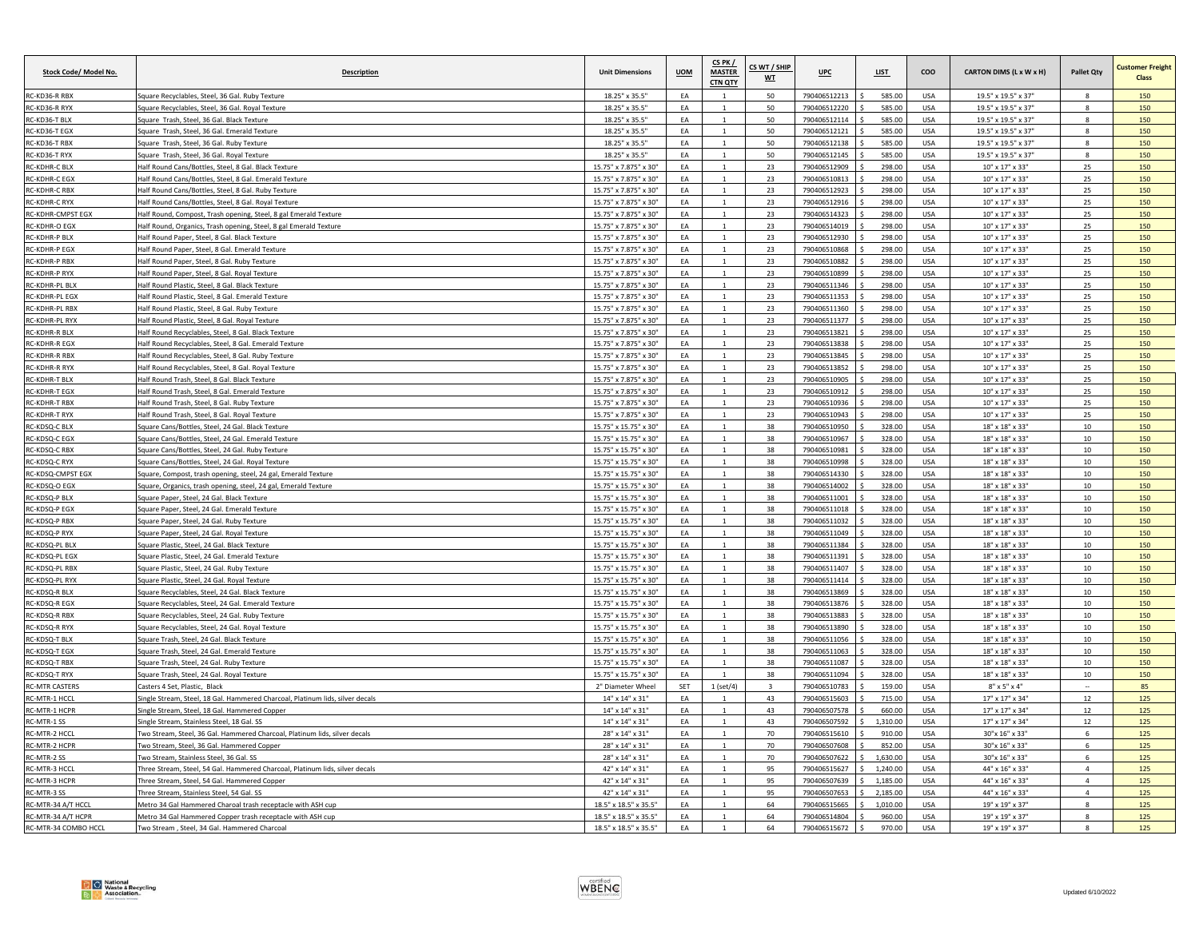| Stock Code/ Model No. | Description | Unit Dimensions | UOM | CS PK / MASTER CTN QTY | CS WT / SHIP WT | UPC | LIST | COO | CARTON DIMS (L x W x H) | Pallet Qty | Customer Freight Class |
|---|---|---|---|---|---|---|---|---|---|---|---|
| RC-KD36-R RBX | Square Recyclables, Steel, 36 Gal. Ruby Texture | 18.25" x 35.5" | EA | 1 | 50 | 790406512213 | $ 585.00 | USA | 19.5" x 19.5" x 37" | 8 | 150 |
| RC-KD36-R RYX | Square Recyclables, Steel, 36 Gal. Royal Texture | 18.25" x 35.5" | EA | 1 | 50 | 790406512220 | $ 585.00 | USA | 19.5" x 19.5" x 37" | 8 | 150 |
| RC-KD36-T BLX | Square Trash, Steel, 36 Gal. Black Texture | 18.25" x 35.5" | EA | 1 | 50 | 790406512114 | $ 585.00 | USA | 19.5" x 19.5" x 37" | 8 | 150 |
| RC-KD36-T EGX | Square Trash, Steel, 36 Gal. Emerald Texture | 18.25" x 35.5" | EA | 1 | 50 | 790406512121 | $ 585.00 | USA | 19.5" x 19.5" x 37" | 8 | 150 |
| RC-KD36-T RBX | Square Trash, Steel, 36 Gal. Ruby Texture | 18.25" x 35.5" | EA | 1 | 50 | 790406512138 | $ 585.00 | USA | 19.5" x 19.5" x 37" | 8 | 150 |
| RC-KD36-T RYX | Square Trash, Steel, 36 Gal. Royal Texture | 18.25" x 35.5" | EA | 1 | 50 | 790406512145 | $ 585.00 | USA | 19.5" x 19.5" x 37" | 8 | 150 |
| RC-KDHR-C BLX | Half Round Cans/Bottles, Steel, 8 Gal. Black Texture | 15.75" x 7.875" x 30" | EA | 1 | 23 | 790406512909 | $ 298.00 | USA | 10" x 17" x 33" | 25 | 150 |
| RC-KDHR-C EGX | Half Round Cans/Bottles, Steel, 8 Gal. Emerald Texture | 15.75" x 7.875" x 30" | EA | 1 | 23 | 790406510813 | $ 298.00 | USA | 10" x 17" x 33" | 25 | 150 |
| RC-KDHR-C RBX | Half Round Cans/Bottles, Steel, 8 Gal. Ruby Texture | 15.75" x 7.875" x 30" | EA | 1 | 23 | 790406512923 | $ 298.00 | USA | 10" x 17" x 33" | 25 | 150 |
| RC-KDHR-C RYX | Half Round Cans/Bottles, Steel, 8 Gal. Royal Texture | 15.75" x 7.875" x 30" | EA | 1 | 23 | 790406512916 | $ 298.00 | USA | 10" x 17" x 33" | 25 | 150 |
| RC-KDHR-CMPST EGX | Half Round, Compost, Trash opening, Steel, 8 gal Emerald Texture | 15.75" x 7.875" x 30" | EA | 1 | 23 | 790406514323 | $ 298.00 | USA | 10" x 17" x 33" | 25 | 150 |
| RC-KDHR-O EGX | Half Round, Organics, Trash opening, Steel, 8 gal Emerald Texture | 15.75" x 7.875" x 30" | EA | 1 | 23 | 790406514019 | $ 298.00 | USA | 10" x 17" x 33" | 25 | 150 |
| RC-KDHR-P BLX | Half Round Paper, Steel, 8 Gal. Black Texture | 15.75" x 7.875" x 30" | EA | 1 | 23 | 790406512930 | $ 298.00 | USA | 10" x 17" x 33" | 25 | 150 |
| RC-KDHR-P EGX | Half Round Paper, Steel, 8 Gal. Emerald Texture | 15.75" x 7.875" x 30" | EA | 1 | 23 | 790406510868 | $ 298.00 | USA | 10" x 17" x 33" | 25 | 150 |
| RC-KDHR-P RBX | Half Round Paper, Steel, 8 Gal. Ruby Texture | 15.75" x 7.875" x 30" | EA | 1 | 23 | 790406510882 | $ 298.00 | USA | 10" x 17" x 33" | 25 | 150 |
| RC-KDHR-P RYX | Half Round Paper, Steel, 8 Gal. Royal Texture | 15.75" x 7.875" x 30" | EA | 1 | 23 | 790406510899 | $ 298.00 | USA | 10" x 17" x 33" | 25 | 150 |
| RC-KDHR-PL BLX | Half Round Plastic, Steel, 8 Gal. Black Texture | 15.75" x 7.875" x 30" | EA | 1 | 23 | 790406511346 | $ 298.00 | USA | 10" x 17" x 33" | 25 | 150 |
| RC-KDHR-PL EGX | Half Round Plastic, Steel, 8 Gal. Emerald Texture | 15.75" x 7.875" x 30" | EA | 1 | 23 | 790406511353 | $ 298.00 | USA | 10" x 17" x 33" | 25 | 150 |
| RC-KDHR-PL RBX | Half Round Plastic, Steel, 8 Gal. Ruby Texture | 15.75" x 7.875" x 30" | EA | 1 | 23 | 790406511360 | $ 298.00 | USA | 10" x 17" x 33" | 25 | 150 |
| RC-KDHR-PL RYX | Half Round Plastic, Steel, 8 Gal. Royal Texture | 15.75" x 7.875" x 30" | EA | 1 | 23 | 790406511377 | $ 298.00 | USA | 10" x 17" x 33" | 25 | 150 |
| RC-KDHR-R BLX | Half Round Recyclables, Steel, 8 Gal. Black Texture | 15.75" x 7.875" x 30" | EA | 1 | 23 | 790406513821 | $ 298.00 | USA | 10" x 17" x 33" | 25 | 150 |
| RC-KDHR-R EGX | Half Round Recyclables, Steel, 8 Gal. Emerald Texture | 15.75" x 7.875" x 30" | EA | 1 | 23 | 790406513838 | $ 298.00 | USA | 10" x 17" x 33" | 25 | 150 |
| RC-KDHR-R RBX | Half Round Recyclables, Steel, 8 Gal. Ruby Texture | 15.75" x 7.875" x 30" | EA | 1 | 23 | 790406513845 | $ 298.00 | USA | 10" x 17" x 33" | 25 | 150 |
| RC-KDHR-R RYX | Half Round Recyclables, Steel, 8 Gal. Royal Texture | 15.75" x 7.875" x 30" | EA | 1 | 23 | 790406513852 | $ 298.00 | USA | 10" x 17" x 33" | 25 | 150 |
| RC-KDHR-T BLX | Half Round Trash, Steel, 8 Gal. Black Texture | 15.75" x 7.875" x 30" | EA | 1 | 23 | 790406510905 | $ 298.00 | USA | 10" x 17" x 33" | 25 | 150 |
| RC-KDHR-T EGX | Half Round Trash, Steel, 8 Gal. Emerald Texture | 15.75" x 7.875" x 30" | EA | 1 | 23 | 790406510912 | $ 298.00 | USA | 10" x 17" x 33" | 25 | 150 |
| RC-KDHR-T RBX | Half Round Trash, Steel, 8 Gal. Ruby Texture | 15.75" x 7.875" x 30" | EA | 1 | 23 | 790406510936 | $ 298.00 | USA | 10" x 17" x 33" | 25 | 150 |
| RC-KDHR-T RYX | Half Round Trash, Steel, 8 Gal. Royal Texture | 15.75" x 7.875" x 30" | EA | 1 | 23 | 790406510943 | $ 298.00 | USA | 10" x 17" x 33" | 25 | 150 |
| RC-KDSQ-C BLX | Square Cans/Bottles, Steel, 24 Gal. Black Texture | 15.75" x 15.75" x 30" | EA | 1 | 38 | 790406510950 | $ 328.00 | USA | 18" x 18" x 33" | 10 | 150 |
| RC-KDSQ-C EGX | Square Cans/Bottles, Steel, 24 Gal. Emerald Texture | 15.75" x 15.75" x 30" | EA | 1 | 38 | 790406510967 | $ 328.00 | USA | 18" x 18" x 33" | 10 | 150 |
| RC-KDSQ-C RBX | Square Cans/Bottles, Steel, 24 Gal. Ruby Texture | 15.75" x 15.75" x 30" | EA | 1 | 38 | 790406510981 | $ 328.00 | USA | 18" x 18" x 33" | 10 | 150 |
| RC-KDSQ-C RYX | Square Cans/Bottles, Steel, 24 Gal. Royal Texture | 15.75" x 15.75" x 30" | EA | 1 | 38 | 790406510998 | $ 328.00 | USA | 18" x 18" x 33" | 10 | 150 |
| RC-KDSQ-CMPST EGX | Square, Compost, trash opening, steel, 24 gal, Emerald Texture | 15.75" x 15.75" x 30" | EA | 1 | 38 | 790406514330 | $ 328.00 | USA | 18" x 18" x 33" | 10 | 150 |
| RC-KDSQ-O EGX | Square, Organics, trash opening, steel, 24 gal, Emerald Texture | 15.75" x 15.75" x 30" | EA | 1 | 38 | 790406514002 | $ 328.00 | USA | 18" x 18" x 33" | 10 | 150 |
| RC-KDSQ-P BLX | Square Paper, Steel, 24 Gal. Black Texture | 15.75" x 15.75" x 30" | EA | 1 | 38 | 790406511001 | $ 328.00 | USA | 18" x 18" x 33" | 10 | 150 |
| RC-KDSQ-P EGX | Square Paper, Steel, 24 Gal. Emerald Texture | 15.75" x 15.75" x 30" | EA | 1 | 38 | 790406511018 | $ 328.00 | USA | 18" x 18" x 33" | 10 | 150 |
| RC-KDSQ-P RBX | Square Paper, Steel, 24 Gal. Ruby Texture | 15.75" x 15.75" x 30" | EA | 1 | 38 | 790406511032 | $ 328.00 | USA | 18" x 18" x 33" | 10 | 150 |
| RC-KDSQ-P RYX | Square Paper, Steel, 24 Gal. Royal Texture | 15.75" x 15.75" x 30" | EA | 1 | 38 | 790406511049 | $ 328.00 | USA | 18" x 18" x 33" | 10 | 150 |
| RC-KDSQ-PL BLX | Square Plastic, Steel, 24 Gal. Black Texture | 15.75" x 15.75" x 30" | EA | 1 | 38 | 790406511384 | $ 328.00 | USA | 18" x 18" x 33" | 10 | 150 |
| RC-KDSQ-PL EGX | Square Plastic, Steel, 24 Gal. Emerald Texture | 15.75" x 15.75" x 30" | EA | 1 | 38 | 790406511391 | $ 328.00 | USA | 18" x 18" x 33" | 10 | 150 |
| RC-KDSQ-PL RBX | Square Plastic, Steel, 24 Gal. Ruby Texture | 15.75" x 15.75" x 30" | EA | 1 | 38 | 790406511407 | $ 328.00 | USA | 18" x 18" x 33" | 10 | 150 |
| RC-KDSQ-PL RYX | Square Plastic, Steel, 24 Gal. Royal Texture | 15.75" x 15.75" x 30" | EA | 1 | 38 | 790406511414 | $ 328.00 | USA | 18" x 18" x 33" | 10 | 150 |
| RC-KDSQ-R BLX | Square Recyclables, Steel, 24 Gal. Black Texture | 15.75" x 15.75" x 30" | EA | 1 | 38 | 790406513869 | $ 328.00 | USA | 18" x 18" x 33" | 10 | 150 |
| RC-KDSQ-R EGX | Square Recyclables, Steel, 24 Gal. Emerald Texture | 15.75" x 15.75" x 30" | EA | 1 | 38 | 790406513876 | $ 328.00 | USA | 18" x 18" x 33" | 10 | 150 |
| RC-KDSQ-R RBX | Square Recyclables, Steel, 24 Gal. Ruby Texture | 15.75" x 15.75" x 30" | EA | 1 | 38 | 790406513883 | $ 328.00 | USA | 18" x 18" x 33" | 10 | 150 |
| RC-KDSQ-R RYX | Square Recyclables, Steel, 24 Gal. Royal Texture | 15.75" x 15.75" x 30" | EA | 1 | 38 | 790406513890 | $ 328.00 | USA | 18" x 18" x 33" | 10 | 150 |
| RC-KDSQ-T BLX | Square Trash, Steel, 24 Gal. Black Texture | 15.75" x 15.75" x 30" | EA | 1 | 38 | 790406511056 | $ 328.00 | USA | 18" x 18" x 33" | 10 | 150 |
| RC-KDSQ-T EGX | Square Trash, Steel, 24 Gal. Emerald Texture | 15.75" x 15.75" x 30" | EA | 1 | 38 | 790406511063 | $ 328.00 | USA | 18" x 18" x 33" | 10 | 150 |
| RC-KDSQ-T RBX | Square Trash, Steel, 24 Gal. Ruby Texture | 15.75" x 15.75" x 30" | EA | 1 | 38 | 790406511087 | $ 328.00 | USA | 18" x 18" x 33" | 10 | 150 |
| RC-KDSQ-T RYX | Square Trash, Steel, 24 Gal. Royal Texture | 15.75" x 15.75" x 30" | EA | 1 | 38 | 790406511094 | $ 328.00 | USA | 18" x 18" x 33" | 10 | 150 |
| RC-MTR CASTERS | Casters 4 Set, Plastic, Black | 2" Diameter Wheel | SET | 1 (set/4) | 3 | 790406510783 | $ 159.00 | USA | 8" x 5" x 4" | -- | 85 |
| RC-MTR-1 HCCL | Single Stream, Steel, 18 Gal. Hammered Charcoal, Platinum lids, silver decals | 14" x 14" x 31" | EA | 1 | 43 | 790406515603 | $ 715.00 | USA | 17" x 17" x 34" | 12 | 125 |
| RC-MTR-1 HCPR | Single Stream, Steel, 18 Gal. Hammered Copper | 14" x 14" x 31" | EA | 1 | 43 | 790406507578 | $ 660.00 | USA | 17" x 17" x 34" | 12 | 125 |
| RC-MTR-1 SS | Single Stream, Stainless Steel, 18 Gal. SS | 14" x 14" x 31" | EA | 1 | 43 | 790406507592 | $ 1,310.00 | USA | 17" x 17" x 34" | 12 | 125 |
| RC-MTR-2 HCCL | Two Stream, Steel, 36 Gal. Hammered Charcoal, Platinum lids, silver decals | 28" x 14" x 31" | EA | 1 | 70 | 790406515610 | $ 910.00 | USA | 30"x 16" x 33" | 6 | 125 |
| RC-MTR-2 HCPR | Two Stream, Steel, 36 Gal. Hammered Copper | 28" x 14" x 31" | EA | 1 | 70 | 790406507608 | $ 852.00 | USA | 30"x 16" x 33" | 6 | 125 |
| RC-MTR-2 SS | Two Stream, Stainless Steel, 36 Gal. SS | 28" x 14" x 31" | EA | 1 | 70 | 790406507622 | $ 1,630.00 | USA | 30"x 16" x 33" | 6 | 125 |
| RC-MTR-3 HCCL | Three Stream, Steel, 54 Gal. Hammered Charcoal, Platinum lids, silver decals | 42" x 14" x 31" | EA | 1 | 95 | 790406515627 | $ 1,240.00 | USA | 44" x 16" x 33" | 4 | 125 |
| RC-MTR-3 HCPR | Three Stream, Steel, 54 Gal. Hammered Copper | 42" x 14" x 31" | EA | 1 | 95 | 790406507639 | $ 1,185.00 | USA | 44" x 16" x 33" | 4 | 125 |
| RC-MTR-3 SS | Three Stream, Stainless Steel, 54 Gal. SS | 42" x 14" x 31" | EA | 1 | 95 | 790406507653 | $ 2,185.00 | USA | 44" x 16" x 33" | 4 | 125 |
| RC-MTR-34 A/T HCCL | Metro 34 Gal Hammered Charoal trash receptacle with ASH cup | 18.5" x 18.5" x 35.5" | EA | 1 | 64 | 790406515665 | $ 1,010.00 | USA | 19" x 19" x 37" | 8 | 125 |
| RC-MTR-34 A/T HCPR | Metro 34 Gal Hammered Copper trash receptacle with ASH cup | 18.5" x 18.5" x 35.5" | EA | 1 | 64 | 790406514804 | $ 960.00 | USA | 19" x 19" x 37" | 8 | 125 |
| RC-MTR-34 COMBO HCCL | Two Stream , Steel, 34 Gal. Hammered Charcoal | 18.5" x 18.5" x 35.5" | EA | 1 | 64 | 790406515672 | $ 970.00 | USA | 19" x 19" x 37" | 8 | 125 |

Updated 6/10/2022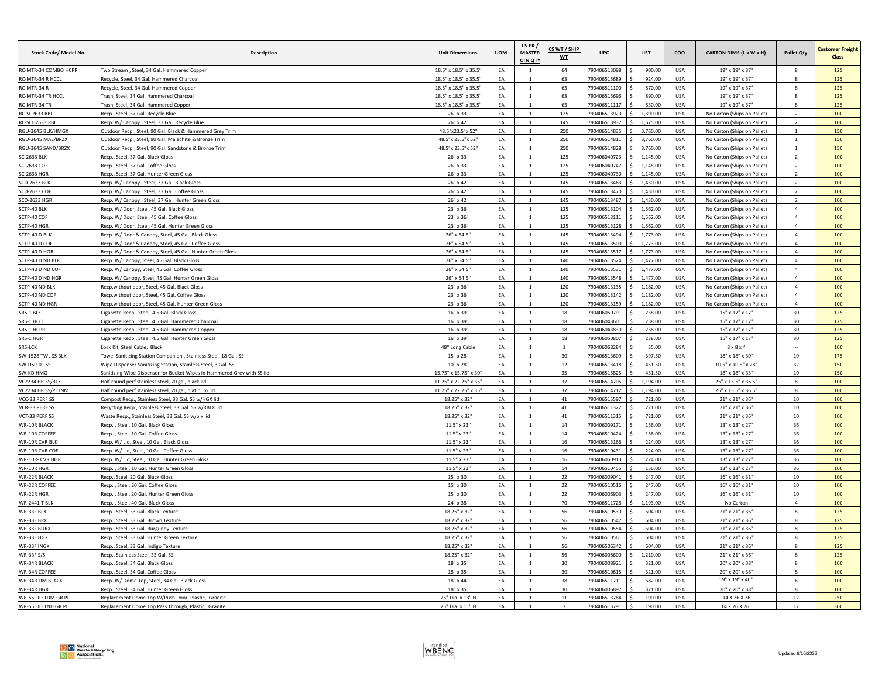| Stock Code/ Model No. | Description | Unit Dimensions | UOM | CS PK / MASTER CTN QTY | CS WT / SHIP WT | UPC | LIST | COO | CARTON DIMS (L x W x H) | Pallet Qty | Customer Freight Class |
|---|---|---|---|---|---|---|---|---|---|---|---|
| RC-MTR-34 COMBO HCPR | Two Stream , Steel, 34 Gal. Hammered Copper | 18.5" x 18.5" x 35.5" | EA | 1 | 64 | 790406513098 | $ 900.00 | USA | 19" x 19" x 37" | 8 | 125 |
| RC-MTR-34 R HCCL | Recycle, Steel, 34 Gal. Hammered Charcoal | 18.5" x 18.5" x 35.5" | EA | 1 | 63 | 790406515689 | $ 924.00 | USA | 19" x 19" x 37" | 8 | 125 |
| RC-MTR-34 R | Recycle, Steel, 34 Gal. Hammered Copper | 18.5" x 18.5" x 35.5" | EA | 1 | 63 | 790406511100 | $ 870.00 | USA | 19" x 19" x 37" | 8 | 125 |
| RC-MTR-34 TR HCCL | Trash, Steel, 34 Gal. Hammered Charcoal | 18.5" x 18.5" x 35.5" | EA | 1 | 63 | 790406515696 | $ 890.00 | USA | 19" x 19" x 37" | 8 | 125 |
| RC-MTR-34 TR | Trash, Steel, 34 Gal. Hammered Copper | 18.5" x 18.5" x 35.5" | EA | 1 | 63 | 790406511117 | $ 830.00 | USA | 19" x 19" x 37" | 8 | 125 |
| RC-SC2633 RBL | Recp., Steel, 37 Gal. Recycle Blue | 26" x 33" | EA | 1 | 125 | 790406513920 | $ 1,390.00 | USA | No Carton (Ships on Pallet) | 2 | 100 |
| RC-SCD2633 RBL | Recp. W/ Canopy , Steel, 37 Gal. Recycle Blue | 26" x 42" | EA | 1 | 145 | 790406513937 | $ 1,675.00 | USA | No Carton (Ships on Pallet) | 2 | 100 |
| RGU-3645 BLK/HMGX | Outdoor Recp., Steel, 90 Gal. Black & Hammered Grey Trim | 48.5"x23.5"x 52" | EA | 1 | 250 | 790406514835 | $ 3,760.00 | USA | No Carton (Ships on Pallet) | 1 | 150 |
| RGU-3645 MAL/BRZX | Outdoor Recp., Steel, 90 Gal. Malachite & Bronze Trim | 48.5"x 23.5"x 52" | EA | 1 | 250 | 790406514811 | $ 3,760.00 | USA | No Carton (Ships on Pallet) | 1 | 150 |
| RGU-3645 SAND/BRZX | Outdoor Recp., Steel, 90 Gal. Sandstone & Bronze Trim | 48.5"x 23.5"x 52" | EA | 1 | 250 | 790406514828 | $ 3,760.00 | USA | No Carton (Ships on Pallet) | 1 | 150 |
| SC-2633 BLK | Recp., Steel, 37 Gal. Black Gloss | 26" x 33" | EA | 1 | 125 | 790406040723 | $ 1,145.00 | USA | No Carton (Ships on Pallet) | 2 | 100 |
| SC-2633 COF | Recp., Steel, 37 Gal. Coffee Gloss | 26" x 33" | EA | 1 | 125 | 790406040747 | $ 1,145.00 | USA | No Carton (Ships on Pallet) | 2 | 100 |
| SC-2633 HGR | Recp., Steel, 37 Gal. Hunter Green Gloss | 26" x 33" | EA | 1 | 125 | 790406040730 | $ 1,145.00 | USA | No Carton (Ships on Pallet) | 2 | 100 |
| SCD-2633 BLK | Recp. W/ Canopy , Steel, 37 Gal. Black Gloss | 26" x 42" | EA | 1 | 145 | 790406513463 | $ 1,430.00 | USA | No Carton (Ships on Pallet) | 2 | 100 |
| SCD-2633 COF | Recp. W/ Canopy , Steel, 37 Gal. Coffee Gloss | 26" x 42" | EA | 1 | 145 | 790406513470 | $ 1,430.00 | USA | No Carton (Ships on Pallet) | 2 | 100 |
| SCD-2633 HGR | Recp. W/ Canopy , Steel, 37 Gal. Hunter Green Gloss | 26" x 42" | EA | 1 | 145 | 790406513487 | $ 1,430.00 | USA | No Carton (Ships on Pallet) | 2 | 100 |
| SCTP-40 BLK | Recp. W/ Door, Steel, 45 Gal. Black Gloss | 23" x 36" | EA | 1 | 125 | 790406513104 | $ 1,562.00 | USA | No Carton (Ships on Pallet) | 4 | 100 |
| SCTP-40 COF | Recp. W/ Door, Steel, 45 Gal. Coffee Gloss | 23" x 36" | EA | 1 | 125 | 790406513111 | $ 1,562.00 | USA | No Carton (Ships on Pallet) | 4 | 100 |
| SCTP-40 HGR | Recp. W/ Door, Steel, 45 Gal. Hunter Green Gloss | 23" x 36" | EA | 1 | 125 | 790406513128 | $ 1,562.00 | USA | No Carton (Ships on Pallet) | 4 | 100 |
| SCTP-40 D BLK | Recp. W/ Door & Canopy, Steel, 45 Gal. Black Gloss | 26" x 54.5" | EA | 1 | 145 | 790406513494 | $ 1,773.00 | USA | No Carton (Ships on Pallet) | 4 | 100 |
| SCTP-40 D COF | Recp. W/ Door & Canopy, Steel, 45 Gal. Coffee Gloss | 26" x 54.5" | EA | 1 | 145 | 790406513500 | $ 1,773.00 | USA | No Carton (Ships on Pallet) | 4 | 100 |
| SCTP-40 D HGR | Recp. W/ Door & Canopy, Steel, 45 Gal. Hunter Green Gloss | 26" x 54.5" | EA | 1 | 145 | 790406513517 | $ 1,773.00 | USA | No Carton (Ships on Pallet) | 4 | 100 |
| SCTP-40 D ND BLK | Recp. W/ Canopy, Steel, 45 Gal. Black Gloss | 26" x 54.5" | EA | 1 | 140 | 790406513524 | $ 1,477.00 | USA | No Carton (Ships on Pallet) | 4 | 100 |
| SCTP-40 D ND COF | Recp. W/ Canopy, Steel, 45 Gal. Coffee Gloss | 26" x 54.5" | EA | 1 | 140 | 790406513531 | $ 1,477.00 | USA | No Carton (Ships on Pallet) | 4 | 100 |
| SCTP-40 D ND HGR | Recp. W/ Canopy, Steel, 45 Gal. Hunter Green Gloss | 26" x 54.5" | EA | 1 | 140 | 790406513548 | $ 1,477.00 | USA | No Carton (Ships on Pallet) | 4 | 100 |
| SCTP-40 ND BLK | Recp.without door, Steel, 45 Gal. Black Gloss | 23" x 36" | EA | 1 | 120 | 790406513135 | $ 1,182.00 | USA | No Carton (Ships on Pallet) | 4 | 100 |
| SCTP-40 ND COF | Recp.without door, Steel, 45 Gal. Coffee Gloss | 23" x 36" | EA | 1 | 120 | 790406513142 | $ 1,182.00 | USA | No Carton (Ships on Pallet) | 4 | 100 |
| SCTP-40 ND HGR | Recp.without door, Steel, 45 Gal. Hunter Green Gloss | 23" x 36" | EA | 1 | 120 | 790406513159 | $ 1,182.00 | USA | No Carton (Ships on Pallet) | 4 | 100 |
| SRS-1 BLK | Cigarette Recp., Steel, 4.5 Gal. Black Gloss | 16" x 39" | EA | 1 | 18 | 790406050791 | $ 238.00 | USA | 15" x 17" x 17" | 30 | 125 |
| SRS-1 HCCL | Cigarette Recp., Steel, 4.5 Gal. Hammered Charcoal | 16" x 39" | EA | 1 | 18 | 790406043601 | $ 238.00 | USA | 15" x 17" x 17" | 30 | 125 |
| SRS-1 HCPR | Cigarette Recp., Steel, 4.5 Gal. Hammered Copper | 16" x 39" | EA | 1 | 18 | 790406043830 | $ 238.00 | USA | 15" x 17" x 17" | 30 | 125 |
| SRS-1 HGR | Cigarette Recp., Steel, 4.5 Gal. Hunter Green Gloss | 16" x 39" | EA | 1 | 18 | 790406050807 | $ 238.00 | USA | 15" x 17" x 17" | 30 | 125 |
| SRS-LCK | Lock Kit, Steel Cable, Black | 48" Long Cable | EA | 1 | 1 | 790406068284 | $ 35.00 | USA | 8 x 8 x 4 | -- | 100 |
| SW-1528 TWL SS BLX | Towel Sanitizing Station Companion , Stainless Steel, 18 Gal. SS | 15" x 28" | EA | 1 | 30 | 790406513609 | $ 397.50 | USA | 18" x 18" x 30" | 10 | 175 |
| SW-DSP-01 SS | Wipe Dispenser Sanitizing Station, Stainless Steel, 3 Gal. SS | 10" x 28" | EA | 1 | 12 | 790406513418 | $ 451.50 | USA | 10.5" x 10.5" x 28" | 32 | 150 |
| SW-KD HMG | Sanitizing Wipe Dispenser for Bucket Wipes in Hammered Grey with SS lid | 15.75" x 15.75" x 30" | EA | 1 | 35 | 790406515825 | $ 451.50 | USA | 18" x 18" x 33" | 10 | 150 |
| VC2234 HR SS/BLX | Half round perf stainless steel, 20 gal, black lid | 11.25" x 22.25" x 35" | EA | 1 | 37 | 790406514705 | $ 1,194.00 | USA | 25" x 13.5" x 36.5" | 8 | 100 |
| VC2234 HR SS/PLTNM | Half round perf stainless steel, 20 gal, platinum lid | 11.25" x 22.25" x 35" | EA | 1 | 37 | 790406514712 | $ 1,194.00 | USA | 25" x 13.5" x 36.5" | 8 | 100 |
| VCC-33 PERF SS | Compost Recp., Stainless Steel, 33 Gal. SS w/HGX lid | 18.25" x 32" | EA | 1 | 41 | 790406515597 | $ 721.00 | USA | 21" x 21" x 36" | 10 | 100 |
| VCR-33 PERF SS | Recycling Recp., Stainless Steel, 33 Gal. SS w/RBLX lid | 18.25" x 32" | EA | 1 | 41 | 790406511322 | $ 721.00 | USA | 21" x 21" x 36" | 10 | 100 |
| VCT-33 PERF SS | Waste Recp., Stainless Steel, 33 Gal. SS w/blx lid | 18.25" x 32" | EA | 1 | 41 | 790406511315 | $ 721.00 | USA | 21" x 21" x 36" | 10 | 100 |
| WR-10R BLACK | Recp. , Steel, 10 Gal. Black Gloss | 11.5" x 23" | EA | 1 | 14 | 790406009171 | $ 156.00 | USA | 13" x 13" x 27" | 36 | 100 |
| WR-10R COFFEE | Recp. , Steel, 10 Gal. Coffee Gloss | 11.5" x 23" | EA | 1 | 14 | 790406510424 | $ 156.00 | USA | 13" x 13" x 27" | 36 | 100 |
| WR-10R CVR BLK | Recp. W/ Lid, Steel, 10 Gal. Black Gloss | 11.5" x 23" | EA | 1 | 16 | 790406513166 | $ 224.00 | USA | 13" x 13" x 27" | 36 | 100 |
| WR-10R CVR COF | Recp. W/ Lid, Steel, 10 Gal. Coffee Gloss | 11.5" x 23" | EA | 1 | 16 | 790406510431 | $ 224.00 | USA | 13" x 13" x 27" | 36 | 100 |
| WR-10R- CVR HGR | Recp. W/ Lid, Steel, 10 Gal. Hunter Green Gloss | 11.5" x 23" | EA | 1 | 16 | 790406050913 | $ 224.00 | USA | 13" x 13" x 27" | 36 | 100 |
| WR-10R HGR | Recp. , Steel, 10 Gal. Hunter Green Gloss | 11.5" x 23" | EA | 1 | 14 | 790406510455 | $ 156.00 | USA | 13" x 13" x 27" | 36 | 100 |
| WR-22R BLACK | Recp., Steel, 20 Gal. Black Gloss | 15" x 30" | EA | 1 | 22 | 790406009041 | $ 247.00 | USA | 16" x 16" x 31" | 10 | 100 |
| WR-22R COFFEE | Recp. , Steel, 20 Gal. Coffee Gloss | 15" x 30" | EA | 1 | 22 | 790406510516 | $ 247.00 | USA | 16" x 16" x 31" | 10 | 100 |
| WR-22R HGR | Recp. , Steel, 20 Gal. Hunter Green Gloss | 15" x 30" | EA | 1 | 22 | 790406006903 | $ 247.00 | USA | 16" x 16" x 31" | 10 | 100 |
| WR-2441 T BLK | Recp. , Steel, 40 Gal. Black Gloss | 24" x 38" | EA | 1 | 70 | 790406511728 | $ 1,193.00 | USA | No Carton | 4 | 100 |
| WR-33F BLX | Recp., Steel, 33 Gal. Black Texture | 18.25" x 32" | EA | 1 | 56 | 790406510530 | $ 604.00 | USA | 21" x 21" x 36" | 8 | 125 |
| WR-33F BRX | Recp., Steel, 33 Gal. Brown Texture | 18.25" x 32" | EA | 1 | 56 | 790406510547 | $ 604.00 | USA | 21" x 21" x 36" | 8 | 125 |
| WR-33F BURX | Recp., Steel, 33 Gal. Burgundy Texture | 18.25" x 32" | EA | 1 | 56 | 790406510554 | $ 604.00 | USA | 21" x 21" x 36" | 8 | 125 |
| WR-33F HGX | Recp., Steel, 33 Gal. Hunter Green Texture | 18.25" x 32" | EA | 1 | 56 | 790406510561 | $ 604.00 | USA | 21" x 21" x 36" | 8 | 125 |
| WR-33F INGX | Recp., Steel, 33 Gal. Indigo Texture | 18.25" x 32" | EA | 1 | 56 | 790406506342 | $ 604.00 | USA | 21" x 21" x 36" | 8 | 125 |
| WR-33F S/S | Recp., Stainless Steel, 33 Gal. SS | 18.25" x 32" | EA | 1 | 56 | 790406008600 | $ 1,210.00 | USA | 21" x 21" x 36" | 8 | 125 |
| WR-34R BLACK | Recp., Steel, 34 Gal. Black Gloss | 18" x 35" | EA | 1 | 30 | 790406008921 | $ 321.00 | USA | 20" x 20" x 38" | 8 | 100 |
| WR-34R COFFEE | Recp., Steel, 34 Gal. Coffee Gloss | 18" x 35" | EA | 1 | 30 | 790406510615 | $ 321.00 | USA | 20" x 20" x 38" | 8 | 100 |
| WR-34R DM BLACK | Recp. W/ Dome Top, Steel, 34 Gal. Black Gloss | 18" x 44" | EA | 1 | 38 | 790406511711 | $ 682.00 | USA | 19" x 19" x 46" | 6 | 100 |
| WR-34R HGR | Recp., Steel, 34 Gal. Hunter Green Gloss | 18" x 35" | EA | 1 | 30 | 790406006897 | $ 321.00 | USA | 20" x 20" x 38" | 8 | 100 |
| WR-55 LID TDM GR PL | Replacement Dome Top W/Push Door, Plastic, Granite | 25" Dia. x 13" H | EA | 1 | 11 | 790406513784 | $ 190.00 | USA | 14 X 26 X 26 | 12 | 250 |
| WR-55 LID TND GR PL | Replacement Dome Top Pass Through, Plastic, Granite | 25" Dia. x 11" H | EA | 1 | 7 | 790406513791 | $ 190.00 | USA | 14 X 26 X 26 | 12 | 300 |

Updated 6/10/2022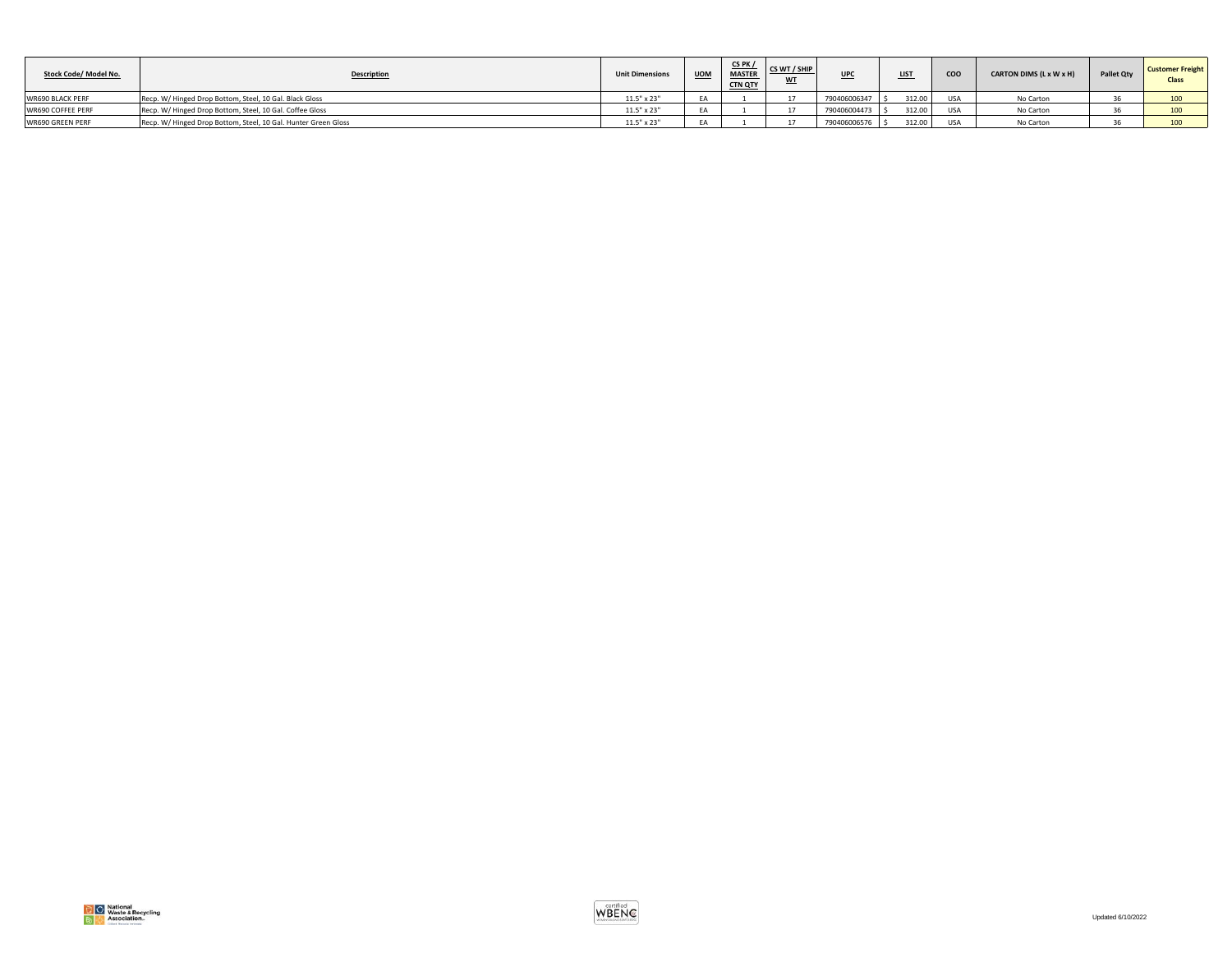| Stock Code/ Model No. | Description | Unit Dimensions | UOM | CS PK / MASTER CTN QTY | CS WT / SHIP WT | UPC | LIST | COO | CARTON DIMS (L x W x H) | Pallet Qty | Customer Freight Class |
|---|---|---|---|---|---|---|---|---|---|---|---|
| WR690 BLACK PERF | Recp. W/ Hinged Drop Bottom, Steel, 10 Gal. Black Gloss | 11.5" x 23" | EA | 1 | 17 | 790406006347 | $ 312.00 | USA | No Carton | 36 | 100 |
| WR690 COFFEE PERF | Recp. W/ Hinged Drop Bottom, Steel, 10 Gal. Coffee Gloss | 11.5" x 23" | EA | 1 | 17 | 790406004473 | $ 312.00 | USA | No Carton | 36 | 100 |
| WR690 GREEN PERF | Recp. W/ Hinged Drop Bottom, Steel, 10 Gal. Hunter Green Gloss | 11.5" x 23" | EA | 1 | 17 | 790406006576 | $ 312.00 | USA | No Carton | 36 | 100 |

National Waste & Recycling Association

certified WBENC

Updated 6/10/2022